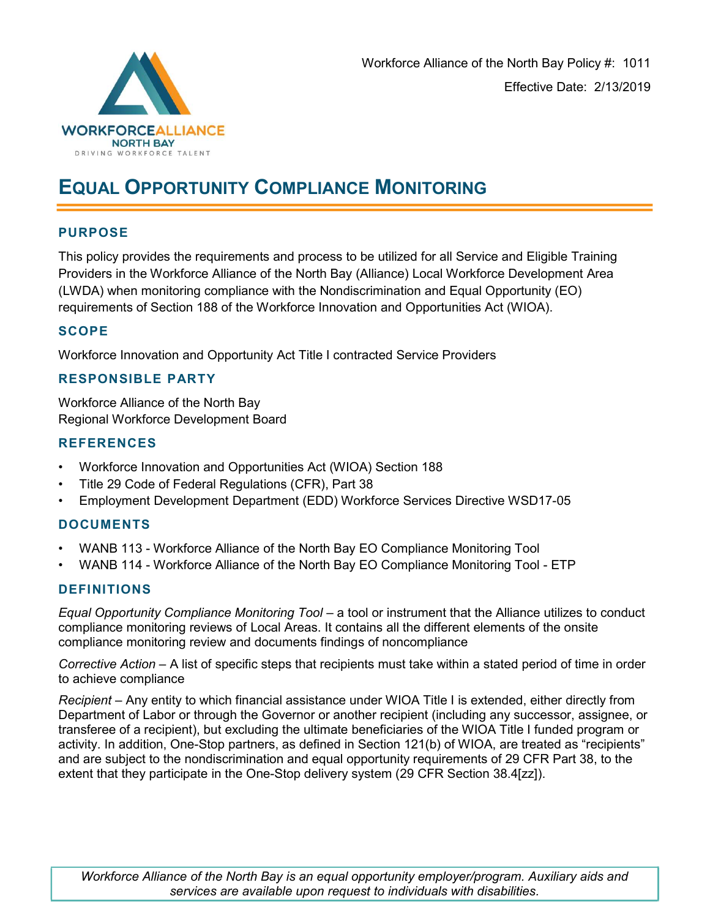WORKFORCE ALLIANCE
NORTH BAY
DRIVING WORKFORCE TALENT

Workforce Alliance of the North Bay Policy #: 1011

Effective Date: 2/13/2019

# EQUAL OPPORTUNITY COMPLIANCE MONITORING

## PURPOSE

This policy provides the requirements and process to be utilized for all Service and Eligible Training Providers in the Workforce Alliance of the North Bay (Alliance) Local Workforce Development Area (LWDA) when monitoring compliance with the Nondiscrimination and Equal Opportunity (EO) requirements of Section 188 of the Workforce Innovation and Opportunities Act (WIOA).

## SCOPE

Workforce Innovation and Opportunity Act Title I contracted Service Providers

## RESPONSIBLE PARTY

Workforce Alliance of the North Bay
Regional Workforce Development Board

## REFERENCES

- Workforce Innovation and Opportunities Act (WIOA) Section 188
- Title 29 Code of Federal Regulations (CFR), Part 38
- Employment Development Department (EDD) Workforce Services Directive WSD17-05

## DOCUMENTS

- WANB 113 - Workforce Alliance of the North Bay EO Compliance Monitoring Tool
- WANB 114 - Workforce Alliance of the North Bay EO Compliance Monitoring Tool - ETP

## DEFINITIONS

*Equal Opportunity Compliance Monitoring Tool* – a tool or instrument that the Alliance utilizes to conduct compliance monitoring reviews of Local Areas. It contains all the different elements of the onsite compliance monitoring review and documents findings of noncompliance

*Corrective Action* – A list of specific steps that recipients must take within a stated period of time in order to achieve compliance

*Recipient* – Any entity to which financial assistance under WIOA Title I is extended, either directly from Department of Labor or through the Governor or another recipient (including any successor, assignee, or transferee of a recipient), but excluding the ultimate beneficiaries of the WIOA Title I funded program or activity. In addition, One-Stop partners, as defined in Section 121(b) of WIOA, are treated as "recipients" and are subject to the nondiscrimination and equal opportunity requirements of 29 CFR Part 38, to the extent that they participate in the One-Stop delivery system (29 CFR Section 38.4[zz]).

*Workforce Alliance of the North Bay is an equal opportunity employer/program. Auxiliary aids and services are available upon request to individuals with disabilities.*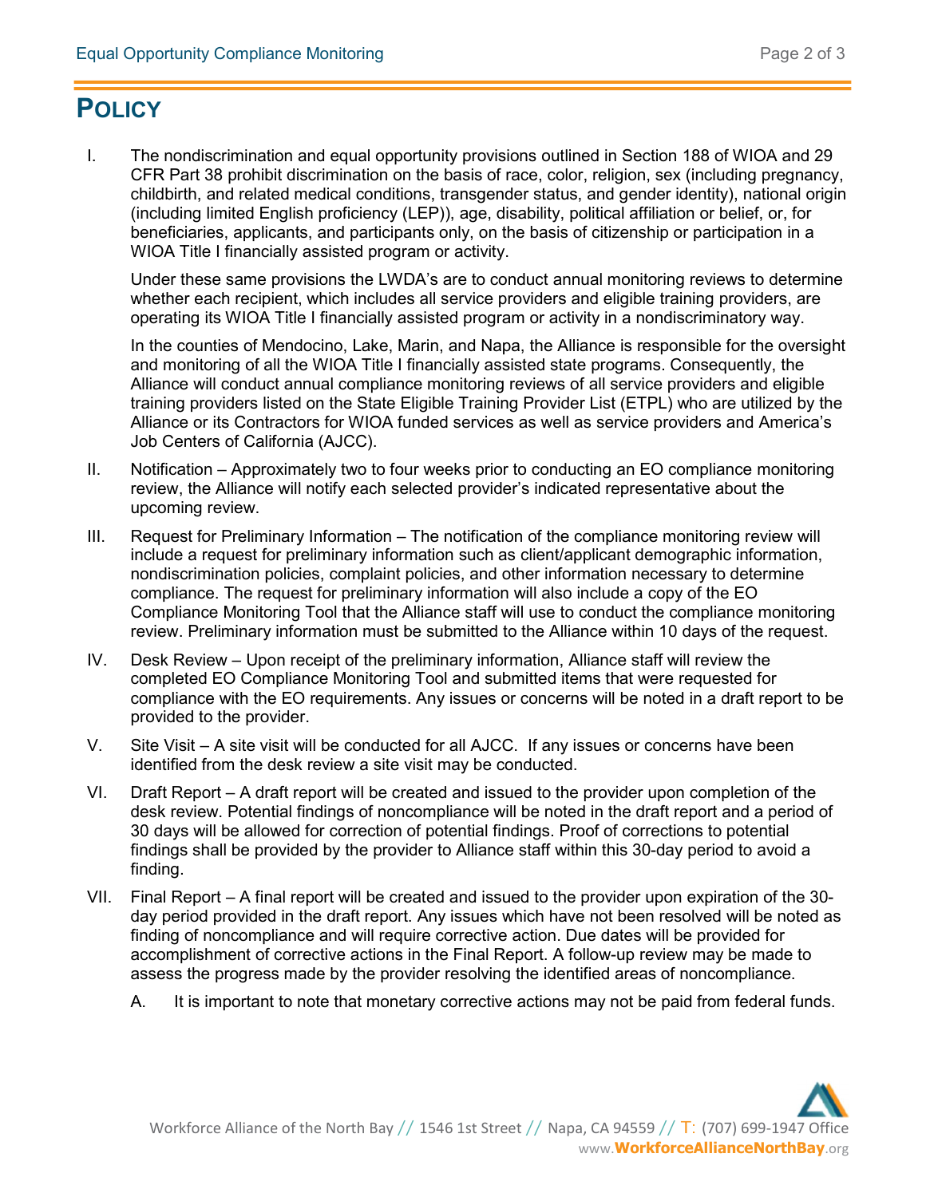# POLICY

I. The nondiscrimination and equal opportunity provisions outlined in Section 188 of WIOA and 29 CFR Part 38 prohibit discrimination on the basis of race, color, religion, sex (including pregnancy, childbirth, and related medical conditions, transgender status, and gender identity), national origin (including limited English proficiency (LEP)), age, disability, political affiliation or belief, or, for beneficiaries, applicants, and participants only, on the basis of citizenship or participation in a WIOA Title I financially assisted program or activity.

   Under these same provisions the LWDA's are to conduct annual monitoring reviews to determine whether each recipient, which includes all service providers and eligible training providers, are operating its WIOA Title I financially assisted program or activity in a nondiscriminatory way.

   In the counties of Mendocino, Lake, Marin, and Napa, the Alliance is responsible for the oversight and monitoring of all the WIOA Title I financially assisted state programs. Consequently, the Alliance will conduct annual compliance monitoring reviews of all service providers and eligible training providers listed on the State Eligible Training Provider List (ETPL) who are utilized by the Alliance or its Contractors for WIOA funded services as well as service providers and America's Job Centers of California (AJCC).

II. Notification – Approximately two to four weeks prior to conducting an EO compliance monitoring review, the Alliance will notify each selected provider's indicated representative about the upcoming review.

III. Request for Preliminary Information – The notification of the compliance monitoring review will include a request for preliminary information such as client/applicant demographic information, nondiscrimination policies, complaint policies, and other information necessary to determine compliance. The request for preliminary information will also include a copy of the EO Compliance Monitoring Tool that the Alliance staff will use to conduct the compliance monitoring review. Preliminary information must be submitted to the Alliance within 10 days of the request.

IV. Desk Review – Upon receipt of the preliminary information, Alliance staff will review the completed EO Compliance Monitoring Tool and submitted items that were requested for compliance with the EO requirements. Any issues or concerns will be noted in a draft report to be provided to the provider.

V. Site Visit – A site visit will be conducted for all AJCC. If any issues or concerns have been identified from the desk review a site visit may be conducted.

VI. Draft Report – A draft report will be created and issued to the provider upon completion of the desk review. Potential findings of noncompliance will be noted in the draft report and a period of 30 days will be allowed for correction of potential findings. Proof of corrections to potential findings shall be provided by the provider to Alliance staff within this 30-day period to avoid a finding.

VII. Final Report – A final report will be created and issued to the provider upon expiration of the 30-day period provided in the draft report. Any issues which have not been resolved will be noted as finding of noncompliance and will require corrective action. Due dates will be provided for accomplishment of corrective actions in the Final Report. A follow-up review may be made to assess the progress made by the provider resolving the identified areas of noncompliance.

   A. It is important to note that monetary corrective actions may not be paid from federal funds.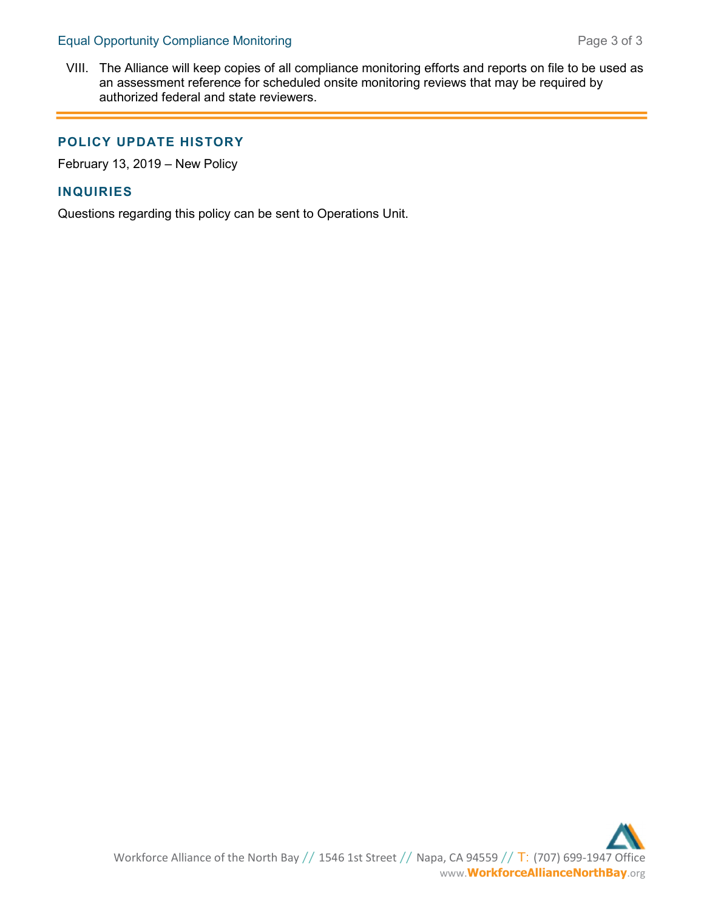VIII. The Alliance will keep copies of all compliance monitoring efforts and reports on file to be used as an assessment reference for scheduled onsite monitoring reviews that may be required by authorized federal and state reviewers.

## POLICY UPDATE HISTORY

February 13, 2019 – New Policy

## INQUIRIES

Questions regarding this policy can be sent to Operations Unit.